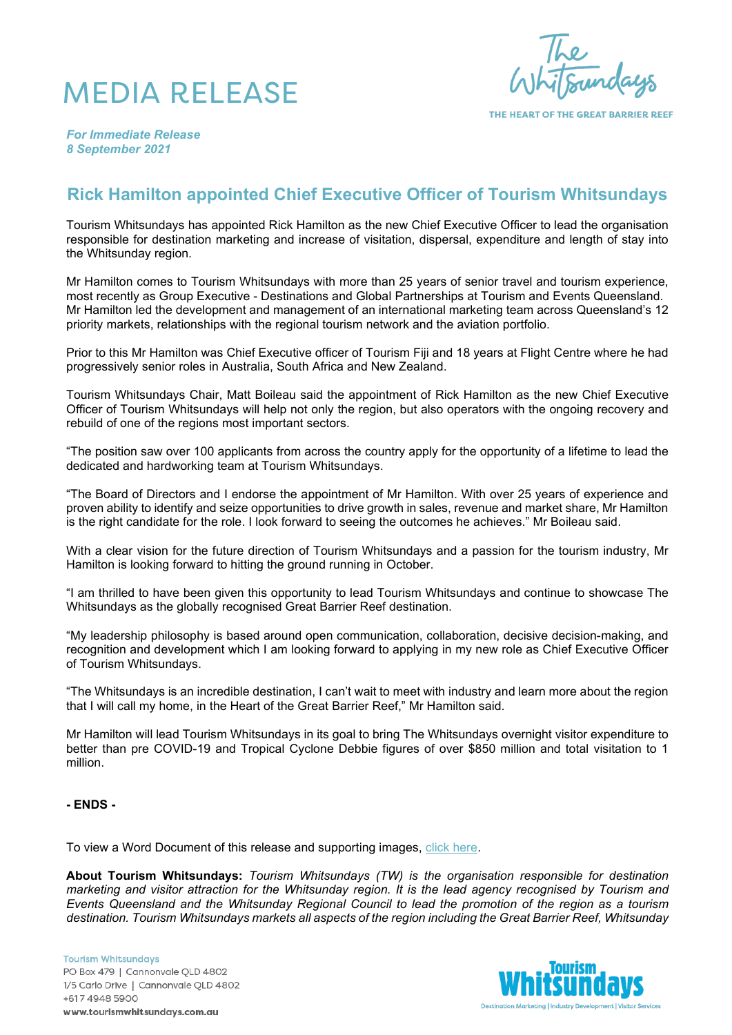# MEDIA RELEASE

The Whitsundays

THE HEART OF THE GREAT BARRIER REEF

*For Immediate Release*
*8 September 2021*

## Rick Hamilton appointed Chief Executive Officer of Tourism Whitsundays

Tourism Whitsundays has appointed Rick Hamilton as the new Chief Executive Officer to lead the organisation responsible for destination marketing and increase of visitation, dispersal, expenditure and length of stay into the Whitsunday region.

Mr Hamilton comes to Tourism Whitsundays with more than 25 years of senior travel and tourism experience, most recently as Group Executive - Destinations and Global Partnerships at Tourism and Events Queensland. Mr Hamilton led the development and management of an international marketing team across Queensland's 12 priority markets, relationships with the regional tourism network and the aviation portfolio.

Prior to this Mr Hamilton was Chief Executive officer of Tourism Fiji and 18 years at Flight Centre where he had progressively senior roles in Australia, South Africa and New Zealand.

Tourism Whitsundays Chair, Matt Boileau said the appointment of Rick Hamilton as the new Chief Executive Officer of Tourism Whitsundays will help not only the region, but also operators with the ongoing recovery and rebuild of one of the regions most important sectors.

"The position saw over 100 applicants from across the country apply for the opportunity of a lifetime to lead the dedicated and hardworking team at Tourism Whitsundays.

"The Board of Directors and I endorse the appointment of Mr Hamilton. With over 25 years of experience and proven ability to identify and seize opportunities to drive growth in sales, revenue and market share, Mr Hamilton is the right candidate for the role. I look forward to seeing the outcomes he achieves." Mr Boileau said.

With a clear vision for the future direction of Tourism Whitsundays and a passion for the tourism industry, Mr Hamilton is looking forward to hitting the ground running in October.

"I am thrilled to have been given this opportunity to lead Tourism Whitsundays and continue to showcase The Whitsundays as the globally recognised Great Barrier Reef destination.

"My leadership philosophy is based around open communication, collaboration, decisive decision-making, and recognition and development which I am looking forward to applying in my new role as Chief Executive Officer of Tourism Whitsundays.

"The Whitsundays is an incredible destination, I can't wait to meet with industry and learn more about the region that I will call my home, in the Heart of the Great Barrier Reef," Mr Hamilton said.

Mr Hamilton will lead Tourism Whitsundays in its goal to bring The Whitsundays overnight visitor expenditure to better than pre COVID-19 and Tropical Cyclone Debbie figures of over $850 million and total visitation to 1 million.

**- ENDS -**

To view a Word Document of this release and supporting images, click here.

**About Tourism Whitsundays:** *Tourism Whitsundays (TW) is the organisation responsible for destination marketing and visitor attraction for the Whitsunday region. It is the lead agency recognised by Tourism and Events Queensland and the Whitsunday Regional Council to lead the promotion of the region as a tourism destination. Tourism Whitsundays markets all aspects of the region including the Great Barrier Reef, Whitsunday*

Tourism Whitsundays
PO Box 479 | Cannonvale QLD 4802
1/5 Carlo Drive | Cannonvale QLD 4802
+617 4948 5900
www.tourismwhitsundays.com.au

Tourism Whitsundays
Destination Marketing | Industry Development | Visitor Services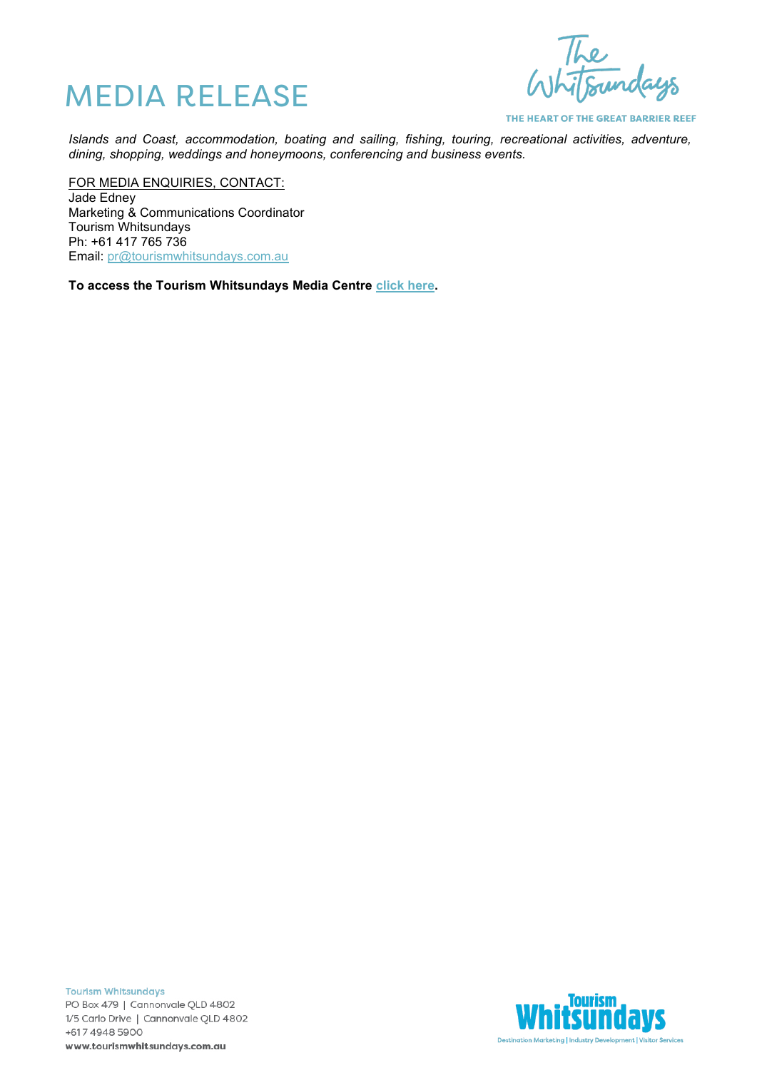*Islands and Coast, accommodation, boating and sailing, fishing, touring, recreational activities, adventure, dining, shopping, weddings and honeymoons, conferencing and business events.*

FOR MEDIA ENQUIRIES, CONTACT:
Jade Edney
Marketing & Communications Coordinator
Tourism Whitsundays
Ph: +61 417 765 736
Email: pr@tourismwhitsundays.com.au

**To access the Tourism Whitsundays Media Centre click here.**